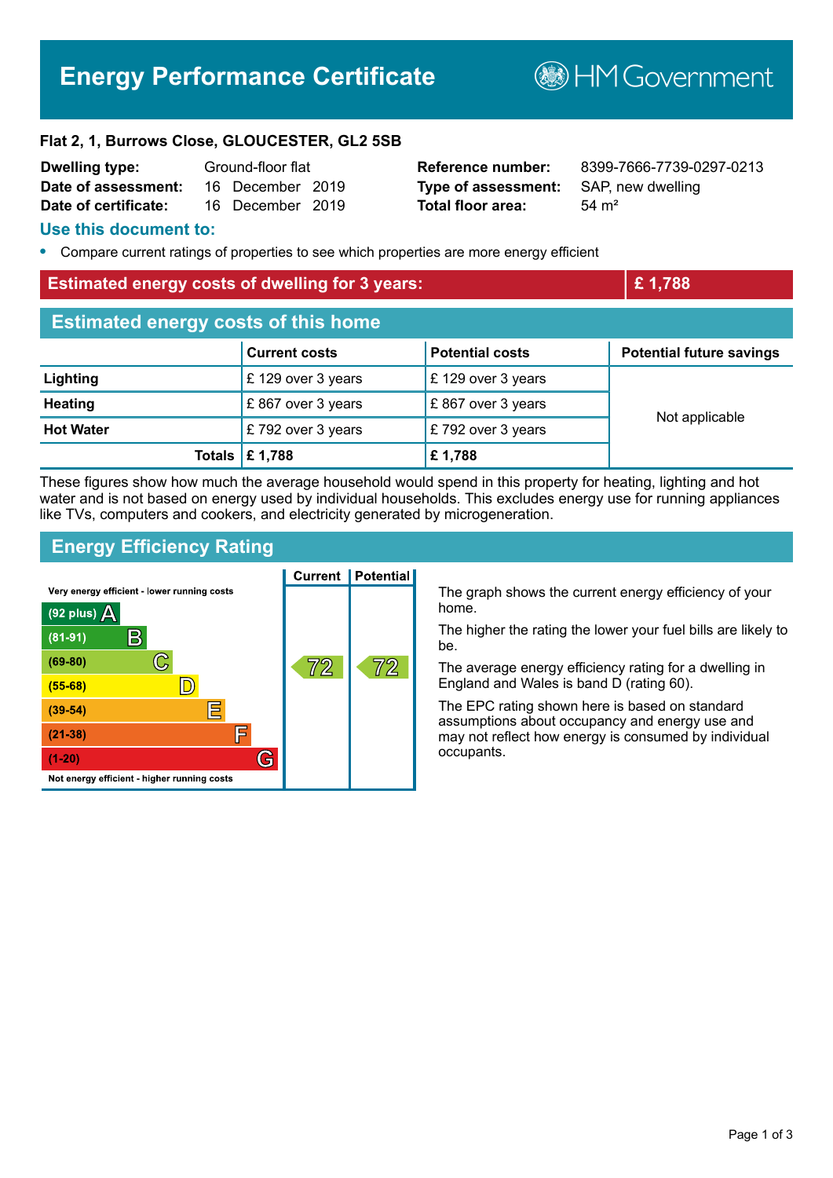# Energy Performance Certificate

HM Government

**Flat 2, 1, Burrows Close, GLOUCESTER, GL2 5SB**

| | | | |
|---|---|---|---|
| **Dwelling type:** | Ground-floor flat | **Reference number:** | 8399-7666-7739-0297-0213 |
| **Date of assessment:** | 16 December 2019 | **Type of assessment:** | SAP, new dwelling |
| **Date of certificate:** | 16 December 2019 | **Total floor area:** | 54 m² |

## Use this document to:

- Compare current ratings of properties to see which properties are more energy efficient

## Estimated energy costs of dwelling for 3 years: £ 1,788

## Estimated energy costs of this home

| | Current costs | Potential costs | Potential future savings |
|---|---|---|---|
| **Lighting** | £ 129 over 3 years | £ 129 over 3 years | Not applicable |
| **Heating** | £ 867 over 3 years | £ 867 over 3 years | |
| **Hot Water** | £ 792 over 3 years | £ 792 over 3 years | |
| **Totals** | **£ 1,788** | **£ 1,788** | |

These figures show how much the average household would spend in this property for heating, lighting and hot water and is not based on energy used by individual households. This excludes energy use for running appliances like TVs, computers and cookers, and electricity generated by microgeneration.

## Energy Efficiency Rating

| Rating band | Current | Potential |
|---|---|---|
| Very energy efficient - lower running costs | | |
| (92 plus) A | | |
| (81-91) B | | |
| (69-80) C | 72 | 72 |
| (55-68) D | | |
| (39-54) E | | |
| (21-38) F | | |
| (1-20) G | | |
| Not energy efficient - higher running costs | | |

The graph shows the current energy efficiency of your home.

The higher the rating the lower your fuel bills are likely to be.

The average energy efficiency rating for a dwelling in England and Wales is band D (rating 60).

The EPC rating shown here is based on standard assumptions about occupancy and energy use and may not reflect how energy is consumed by individual occupants.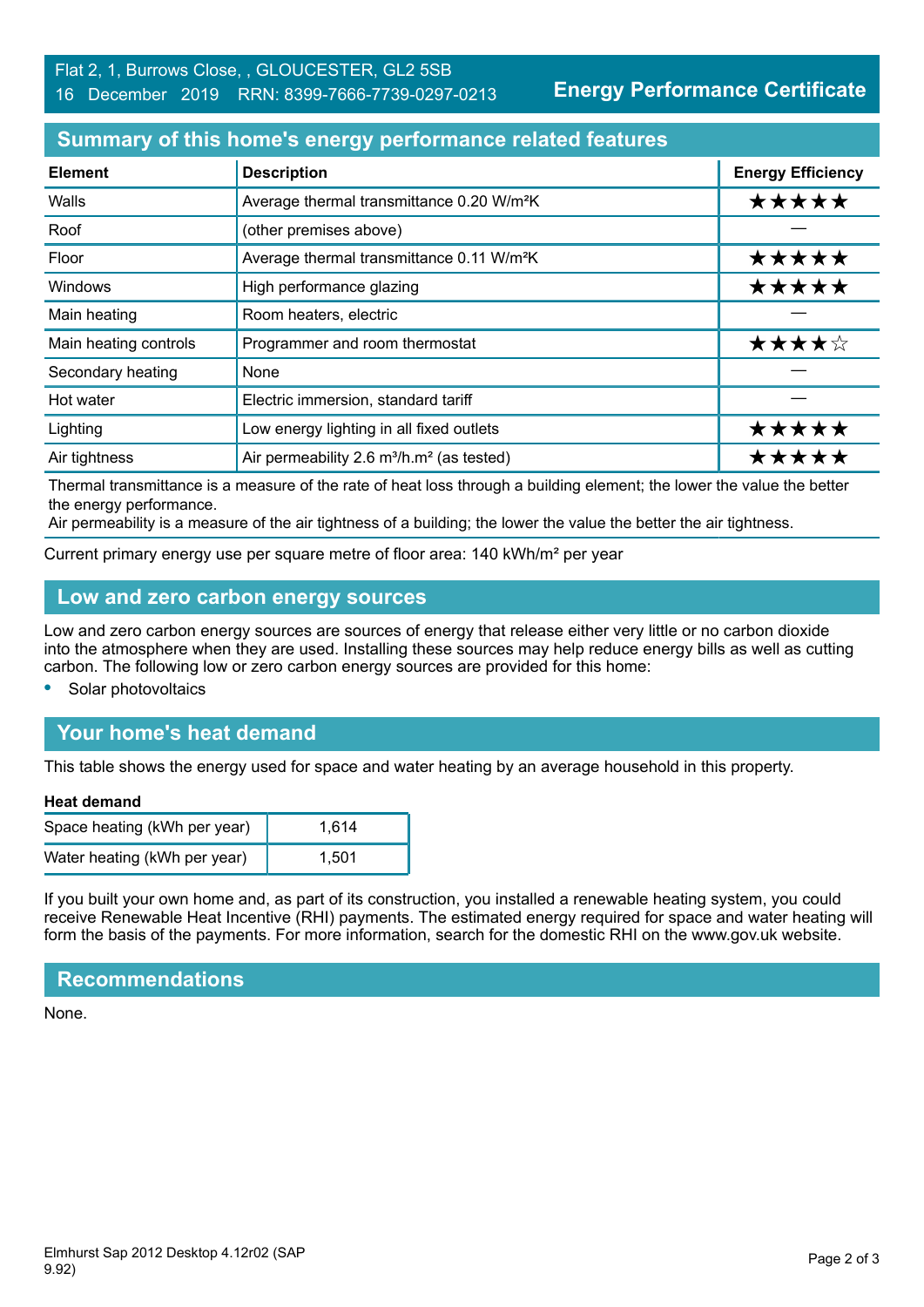Flat 2, 1, Burrows Close, , GLOUCESTER, GL2 5SB
16 December 2019 RRN: 8399-7666-7739-0297-0213

**Energy Performance Certificate**

## Summary of this home's energy performance related features

| Element | Description | Energy Efficiency |
|---|---|---|
| Walls | Average thermal transmittance 0.20 W/m²K | ★★★★★ |
| Roof | (other premises above) | — |
| Floor | Average thermal transmittance 0.11 W/m²K | ★★★★★ |
| Windows | High performance glazing | ★★★★★ |
| Main heating | Room heaters, electric | — |
| Main heating controls | Programmer and room thermostat | ★★★★☆ |
| Secondary heating | None | — |
| Hot water | Electric immersion, standard tariff | — |
| Lighting | Low energy lighting in all fixed outlets | ★★★★★ |
| Air tightness | Air permeability 2.6 m³/h.m² (as tested) | ★★★★★ |

Thermal transmittance is a measure of the rate of heat loss through a building element; the lower the value the better the energy performance.
Air permeability is a measure of the air tightness of a building; the lower the value the better the air tightness.

Current primary energy use per square metre of floor area: 140 kWh/m² per year

## Low and zero carbon energy sources

Low and zero carbon energy sources are sources of energy that release either very little or no carbon dioxide into the atmosphere when they are used. Installing these sources may help reduce energy bills as well as cutting carbon. The following low or zero carbon energy sources are provided for this home:

- Solar photovoltaics

## Your home's heat demand

This table shows the energy used for space and water heating by an average household in this property.

**Heat demand**

| | |
|---|---|
| Space heating (kWh per year) | 1,614 |
| Water heating (kWh per year) | 1,501 |

If you built your own home and, as part of its construction, you installed a renewable heating system, you could receive Renewable Heat Incentive (RHI) payments. The estimated energy required for space and water heating will form the basis of the payments. For more information, search for the domestic RHI on the www.gov.uk website.

## Recommendations

None.

Elmhurst Sap 2012 Desktop 4.12r02 (SAP 9.92)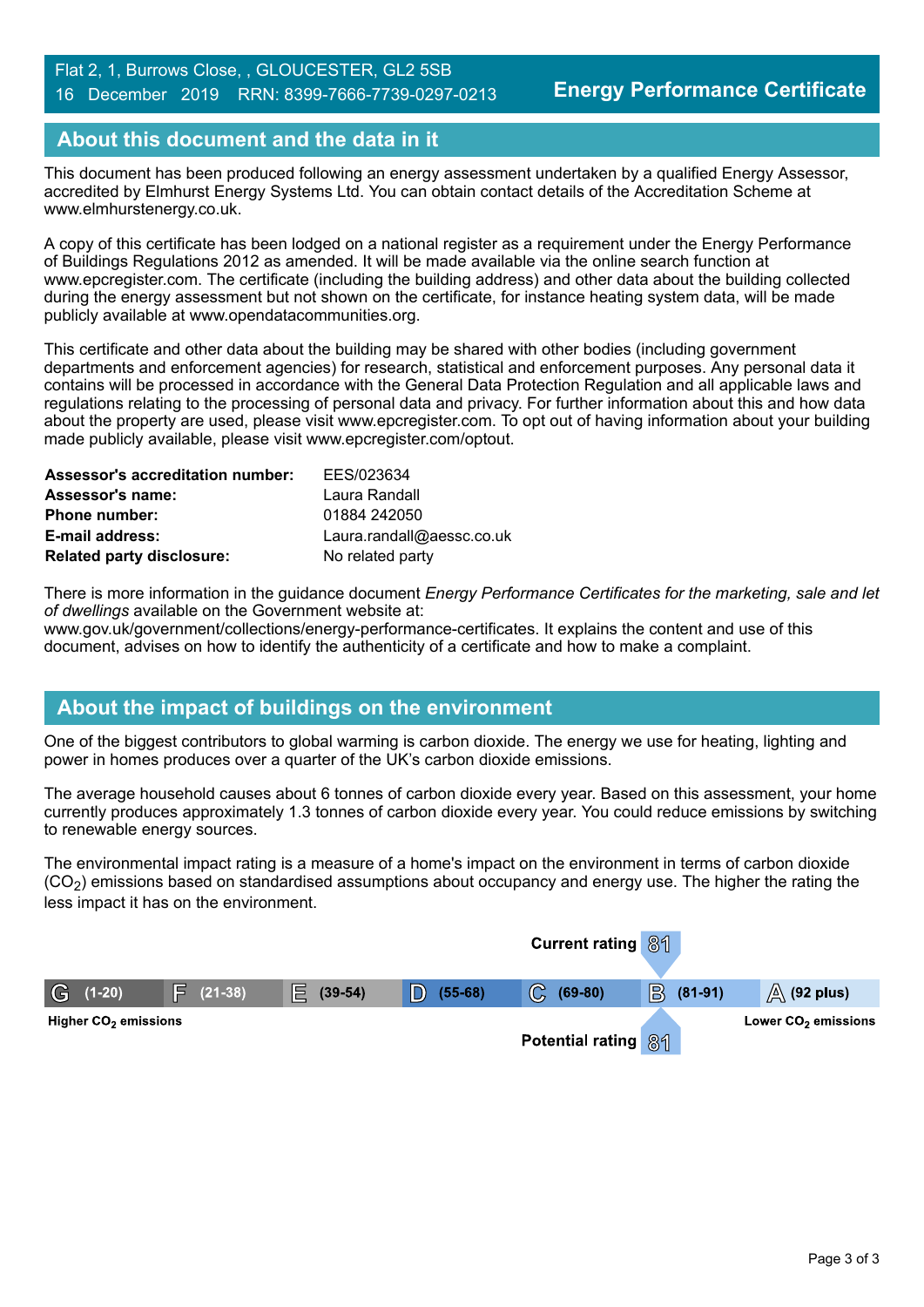Flat 2, 1, Burrows Close, , GLOUCESTER, GL2 5SB
16 December 2019 RRN: 8399-7666-7739-0297-0213

**Energy Performance Certificate**

## About this document and the data in it

This document has been produced following an energy assessment undertaken by a qualified Energy Assessor, accredited by Elmhurst Energy Systems Ltd. You can obtain contact details of the Accreditation Scheme at www.elmhurstenergy.co.uk.

A copy of this certificate has been lodged on a national register as a requirement under the Energy Performance of Buildings Regulations 2012 as amended. It will be made available via the online search function at www.epcregister.com. The certificate (including the building address) and other data about the building collected during the energy assessment but not shown on the certificate, for instance heating system data, will be made publicly available at www.opendatacommunities.org.

This certificate and other data about the building may be shared with other bodies (including government departments and enforcement agencies) for research, statistical and enforcement purposes. Any personal data it contains will be processed in accordance with the General Data Protection Regulation and all applicable laws and regulations relating to the processing of personal data and privacy. For further information about this and how data about the property are used, please visit www.epcregister.com. To opt out of having information about your building made publicly available, please visit www.epcregister.com/optout.

| | |
|---|---|
| **Assessor's accreditation number:** | EES/023634 |
| **Assessor's name:** | Laura Randall |
| **Phone number:** | 01884 242050 |
| **E-mail address:** | Laura.randall@aessc.co.uk |
| **Related party disclosure:** | No related party |

There is more information in the guidance document *Energy Performance Certificates for the marketing, sale and let of dwellings* available on the Government website at: www.gov.uk/government/collections/energy-performance-certificates. It explains the content and use of this document, advises on how to identify the authenticity of a certificate and how to make a complaint.

## About the impact of buildings on the environment

One of the biggest contributors to global warming is carbon dioxide. The energy we use for heating, lighting and power in homes produces over a quarter of the UK's carbon dioxide emissions.

The average household causes about 6 tonnes of carbon dioxide every year. Based on this assessment, your home currently produces approximately 1.3 tonnes of carbon dioxide every year. You could reduce emissions by switching to renewable energy sources.

The environmental impact rating is a measure of a home's impact on the environment in terms of carbon dioxide ($CO_2$) emissions based on standardised assumptions about occupancy and energy use. The higher the rating the less impact it has on the environment.

Current rating 81

G (1-20) F (21-38) E (39-54) D (55-68) C (69-80) B (81-91) A (92 plus)

Higher $CO_2$ emissions

Lower $CO_2$ emissions

Potential rating 81